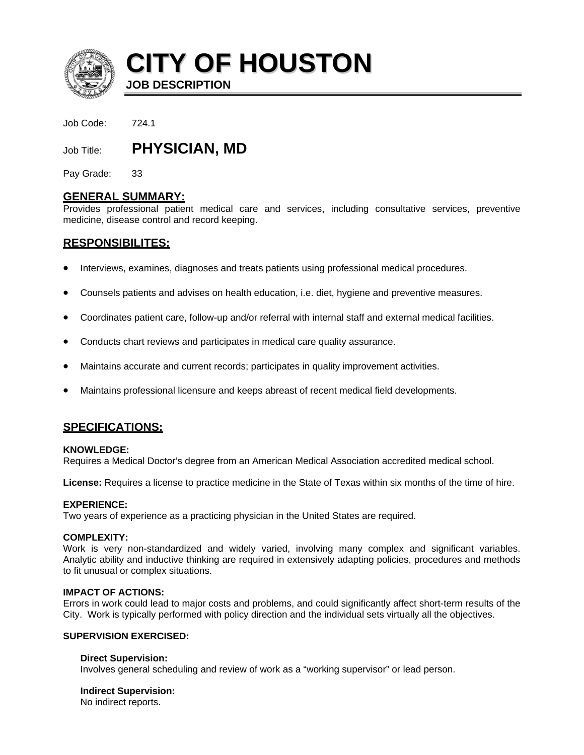# CITY OF HOUSTON

**JOB DESCRIPTION**

Job Code: 724.1

Job Title: **PHYSICIAN, MD**

Pay Grade: 33

## GENERAL SUMMARY:

Provides professional patient medical care and services, including consultative services, preventive medicine, disease control and record keeping.

## RESPONSIBILITES:

- Interviews, examines, diagnoses and treats patients using professional medical procedures.
- Counsels patients and advises on health education, i.e. diet, hygiene and preventive measures.
- Coordinates patient care, follow-up and/or referral with internal staff and external medical facilities.
- Conducts chart reviews and participates in medical care quality assurance.
- Maintains accurate and current records; participates in quality improvement activities.
- Maintains professional licensure and keeps abreast of recent medical field developments.

## SPECIFICATIONS:

**KNOWLEDGE:**
Requires a Medical Doctor's degree from an American Medical Association accredited medical school.

**License:** Requires a license to practice medicine in the State of Texas within six months of the time of hire.

**EXPERIENCE:**
Two years of experience as a practicing physician in the United States are required.

**COMPLEXITY:**
Work is very non-standardized and widely varied, involving many complex and significant variables. Analytic ability and inductive thinking are required in extensively adapting policies, procedures and methods to fit unusual or complex situations.

**IMPACT OF ACTIONS:**
Errors in work could lead to major costs and problems, and could significantly affect short-term results of the City. Work is typically performed with policy direction and the individual sets virtually all the objectives.

**SUPERVISION EXERCISED:**

**Direct Supervision:**
Involves general scheduling and review of work as a "working supervisor" or lead person.

**Indirect Supervision:**
No indirect reports.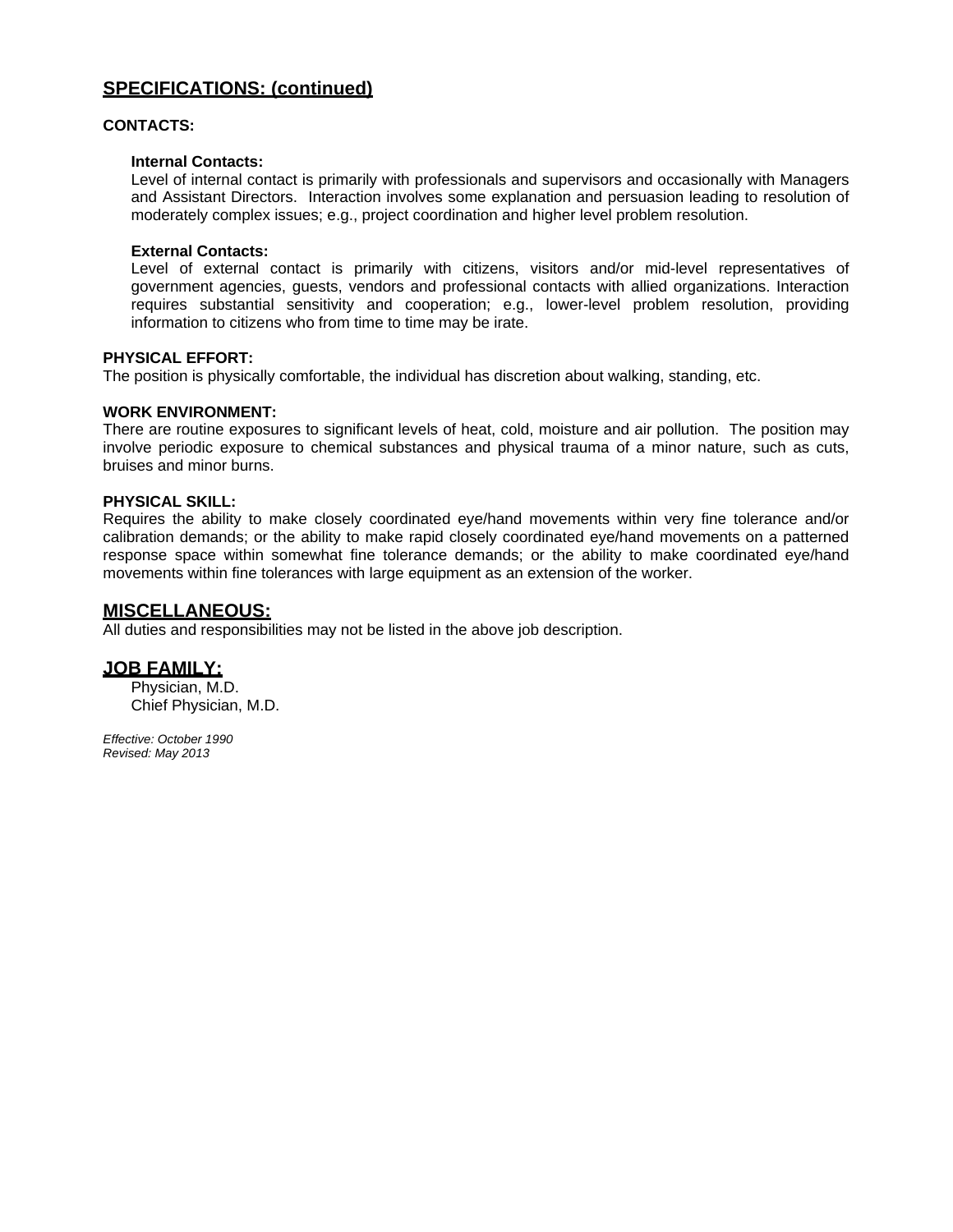## SPECIFICATIONS: (continued)

**CONTACTS:**

**Internal Contacts:**
Level of internal contact is primarily with professionals and supervisors and occasionally with Managers and Assistant Directors. Interaction involves some explanation and persuasion leading to resolution of moderately complex issues; e.g., project coordination and higher level problem resolution.

**External Contacts:**
Level of external contact is primarily with citizens, visitors and/or mid-level representatives of government agencies, guests, vendors and professional contacts with allied organizations. Interaction requires substantial sensitivity and cooperation; e.g., lower-level problem resolution, providing information to citizens who from time to time may be irate.

**PHYSICAL EFFORT:**
The position is physically comfortable, the individual has discretion about walking, standing, etc.

**WORK ENVIRONMENT:**
There are routine exposures to significant levels of heat, cold, moisture and air pollution. The position may involve periodic exposure to chemical substances and physical trauma of a minor nature, such as cuts, bruises and minor burns.

**PHYSICAL SKILL:**
Requires the ability to make closely coordinated eye/hand movements within very fine tolerance and/or calibration demands; or the ability to make rapid closely coordinated eye/hand movements on a patterned response space within somewhat fine tolerance demands; or the ability to make coordinated eye/hand movements within fine tolerances with large equipment as an extension of the worker.

## MISCELLANEOUS:

All duties and responsibilities may not be listed in the above job description.

## JOB FAMILY:

Physician, M.D.
Chief Physician, M.D.

*Effective: October 1990*
*Revised: May 2013*